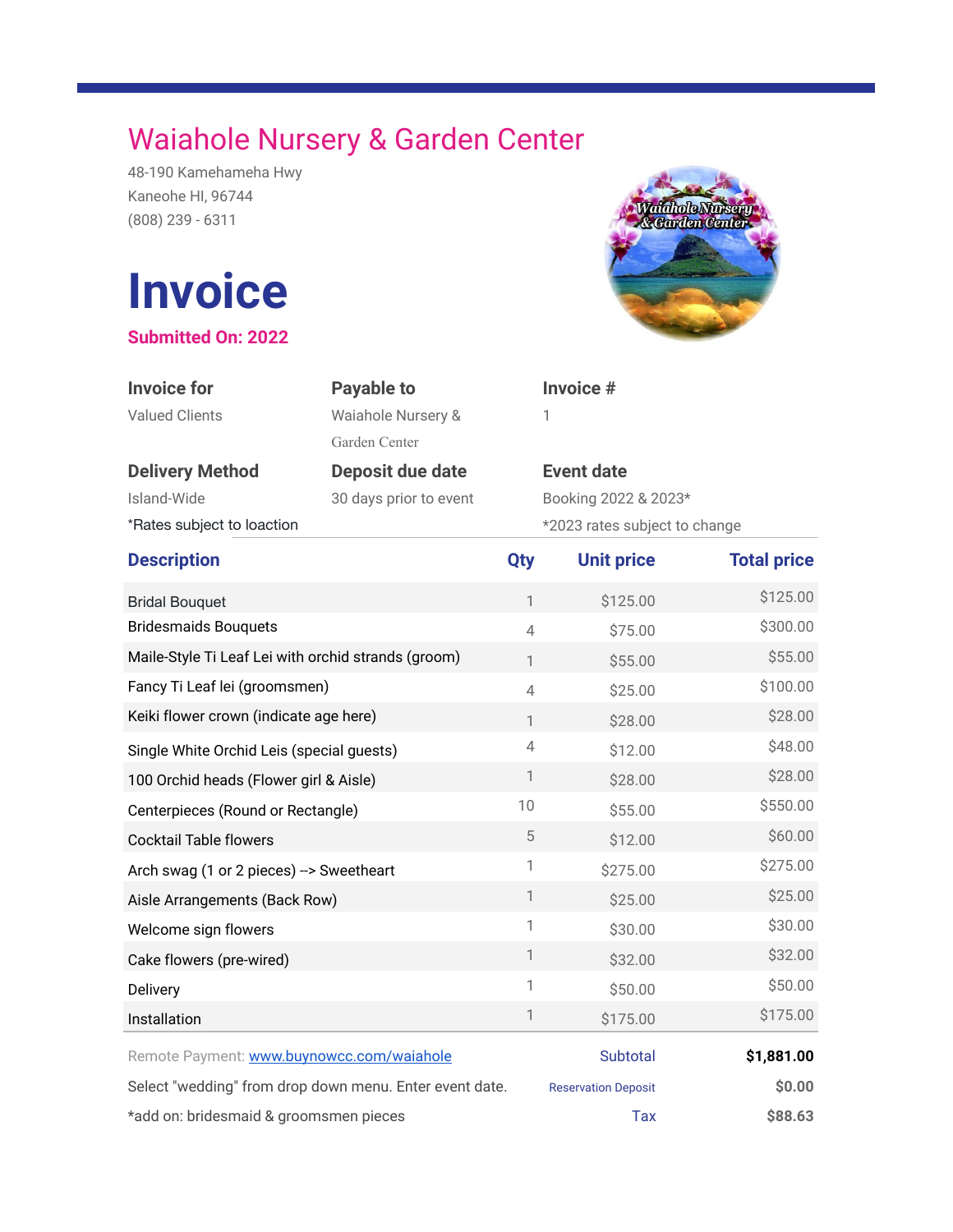# Waiahole Nursery & Garden Center

48-190 Kamehameha Hwy
Kaneohe HI, 96744
(808) 239 - 6311

# Invoice

**Submitted On: 2022**

**Invoice for**
Valued Clients

**Payable to**
Waiahole Nursery & Garden Center

**Invoice #**
1

**Delivery Method**
Island-Wide
*Rates subject to loaction

**Deposit due date**
30 days prior to event

**Event date**
Booking 2022 & 2023*
*2023 rates subject to change

| Description | Qty | Unit price | Total price |
| --- | --- | --- | --- |
| Bridal Bouquet | 1 | $125.00 | $125.00 |
| Bridesmaids Bouquets | 4 | $75.00 | $300.00 |
| Maile-Style Ti Leaf Lei with orchid strands (groom) | 1 | $55.00 | $55.00 |
| Fancy Ti Leaf lei (groomsmen) | 4 | $25.00 | $100.00 |
| Keiki flower crown (indicate age here) | 1 | $28.00 | $28.00 |
| Single White Orchid Leis (special guests) | 4 | $12.00 | $48.00 |
| 100 Orchid heads (Flower girl & Aisle) | 1 | $28.00 | $28.00 |
| Centerpieces (Round or Rectangle) | 10 | $55.00 | $550.00 |
| Cocktail Table flowers | 5 | $12.00 | $60.00 |
| Arch swag (1 or 2 pieces) --> Sweetheart | 1 | $275.00 | $275.00 |
| Aisle Arrangements (Back Row) | 1 | $25.00 | $25.00 |
| Welcome sign flowers | 1 | $30.00 | $30.00 |
| Cake flowers (pre-wired) | 1 | $32.00 | $32.00 |
| Delivery | 1 | $50.00 | $50.00 |
| Installation | 1 | $175.00 | $175.00 |

Remote Payment: [www.buynowcc.com/waiahole](http://www.buynowcc.com/waiahole)
Select "wedding" from drop down menu. Enter event date.
*add on: bridesmaid & groomsmen pieces

| | |
| --- | --- |
| Subtotal | **$1,881.00** |
| Reservation Deposit | **$0.00** |
| Tax | **$88.63** |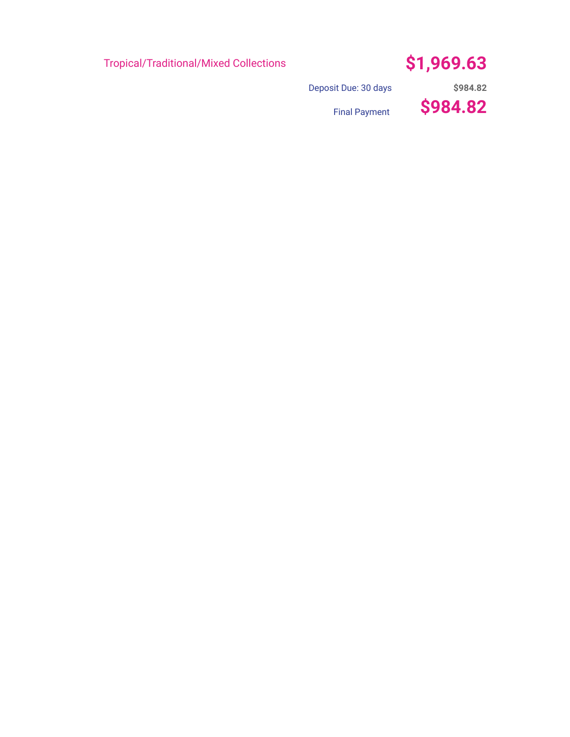| | |
|---|---|
| Tropical/Traditional/Mixed Collections | **$1,969.63** |
| Deposit Due: 30 days | **$984.82** |
| Final Payment | **$984.82** |